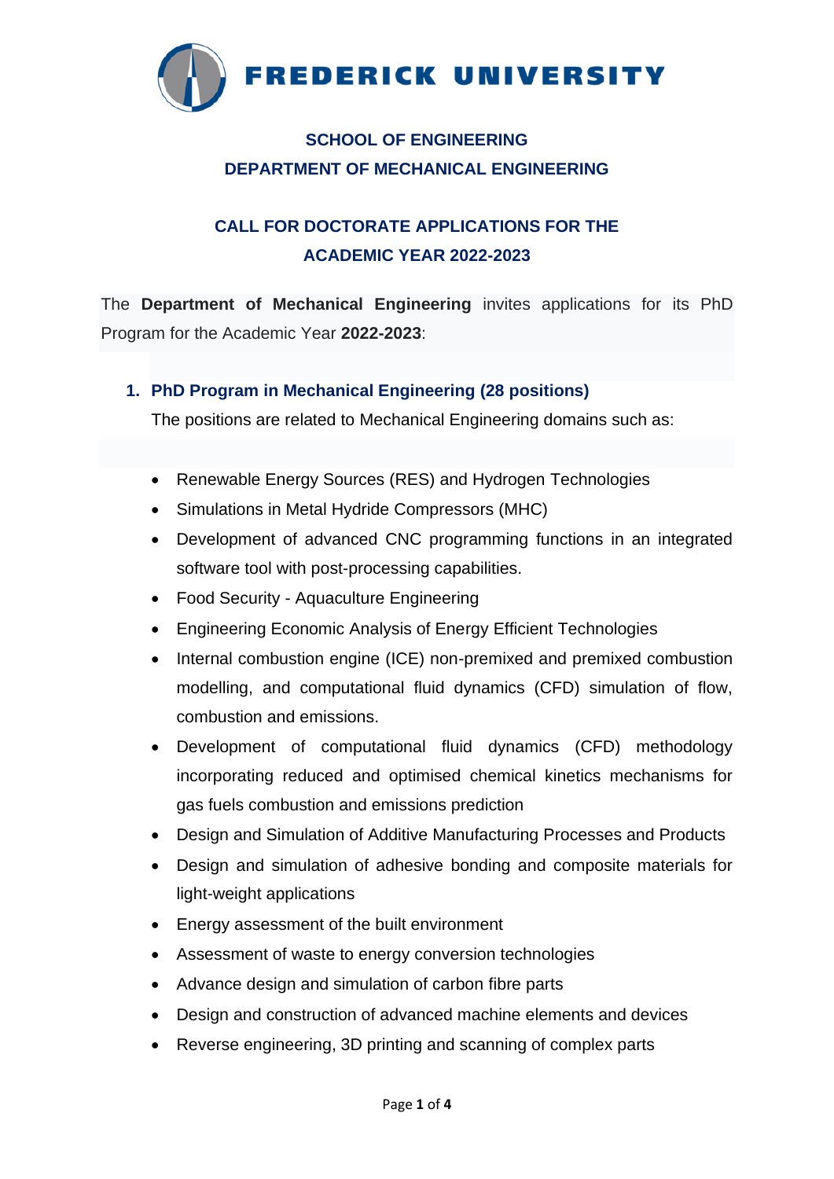# FREDERICK UNIVERSITY

## SCHOOL OF ENGINEERING
## DEPARTMENT OF MECHANICAL ENGINEERING

## CALL FOR DOCTORATE APPLICATIONS FOR THE ACADEMIC YEAR 2022-2023

The **Department of Mechanical Engineering** invites applications for its PhD Program for the Academic Year **2022-2023**:

### 1. PhD Program in Mechanical Engineering (28 positions)

The positions are related to Mechanical Engineering domains such as:

- Renewable Energy Sources (RES) and Hydrogen Technologies
- Simulations in Metal Hydride Compressors (MHC)
- Development of advanced CNC programming functions in an integrated software tool with post-processing capabilities.
- Food Security - Aquaculture Engineering
- Engineering Economic Analysis of Energy Efficient Technologies
- Internal combustion engine (ICE) non-premixed and premixed combustion modelling, and computational fluid dynamics (CFD) simulation of flow, combustion and emissions.
- Development of computational fluid dynamics (CFD) methodology incorporating reduced and optimised chemical kinetics mechanisms for gas fuels combustion and emissions prediction
- Design and Simulation of Additive Manufacturing Processes and Products
- Design and simulation of adhesive bonding and composite materials for light-weight applications
- Energy assessment of the built environment
- Assessment of waste to energy conversion technologies
- Advance design and simulation of carbon fibre parts
- Design and construction of advanced machine elements and devices
- Reverse engineering, 3D printing and scanning of complex parts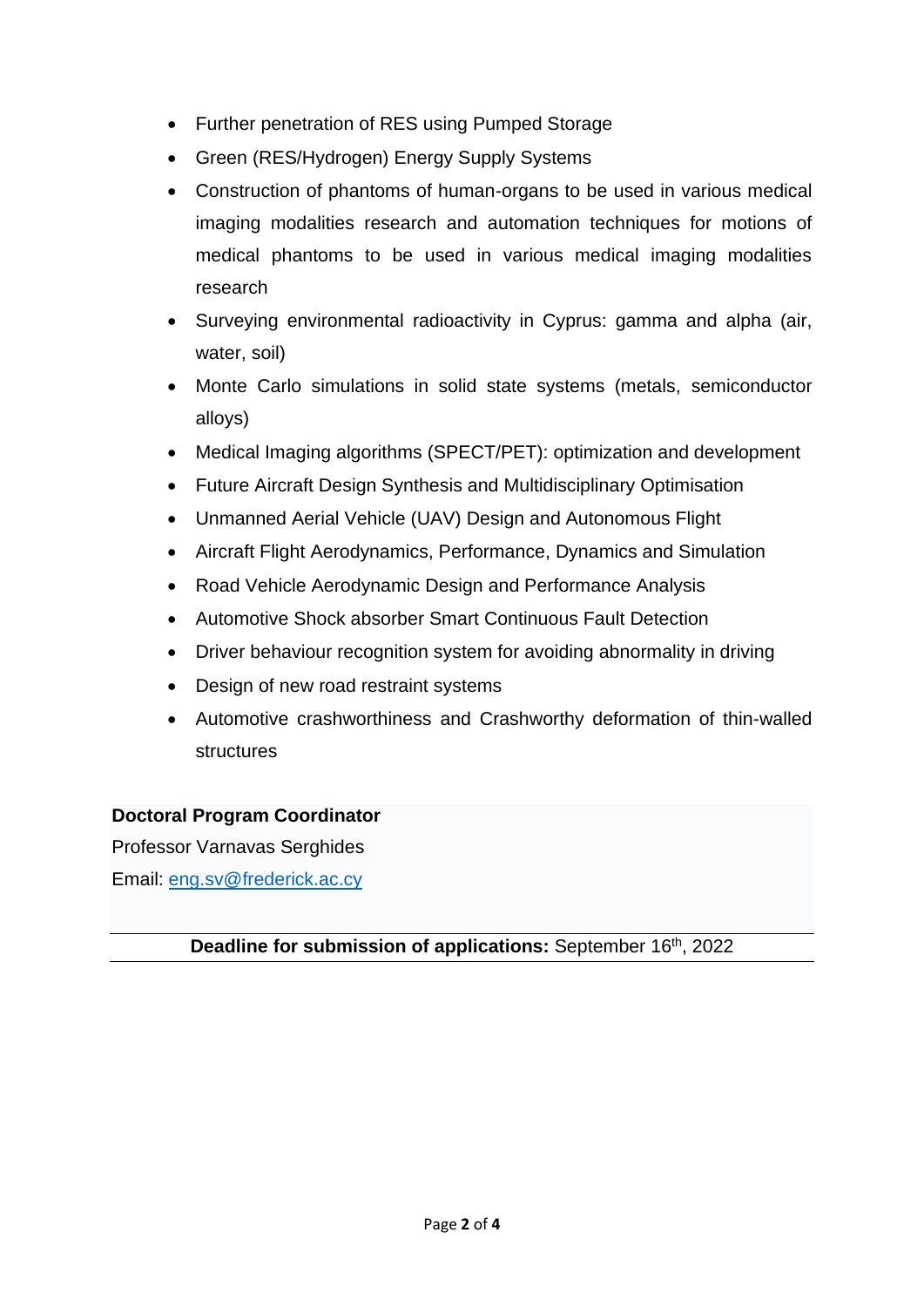- Further penetration of RES using Pumped Storage
- Green (RES/Hydrogen) Energy Supply Systems
- Construction of phantoms of human-organs to be used in various medical imaging modalities research and automation techniques for motions of medical phantoms to be used in various medical imaging modalities research
- Surveying environmental radioactivity in Cyprus: gamma and alpha (air, water, soil)
- Monte Carlo simulations in solid state systems (metals, semiconductor alloys)
- Medical Imaging algorithms (SPECT/PET): optimization and development
- Future Aircraft Design Synthesis and Multidisciplinary Optimisation
- Unmanned Aerial Vehicle (UAV) Design and Autonomous Flight
- Aircraft Flight Aerodynamics, Performance, Dynamics and Simulation
- Road Vehicle Aerodynamic Design and Performance Analysis
- Automotive Shock absorber Smart Continuous Fault Detection
- Driver behaviour recognition system for avoiding abnormality in driving
- Design of new road restraint systems
- Automotive crashworthiness and Crashworthy deformation of thin-walled structures

**Doctoral Program Coordinator**

Professor Varnavas Serghides

Email: eng.sv@frederick.ac.cy

**Deadline for submission of applications:** September 16th, 2022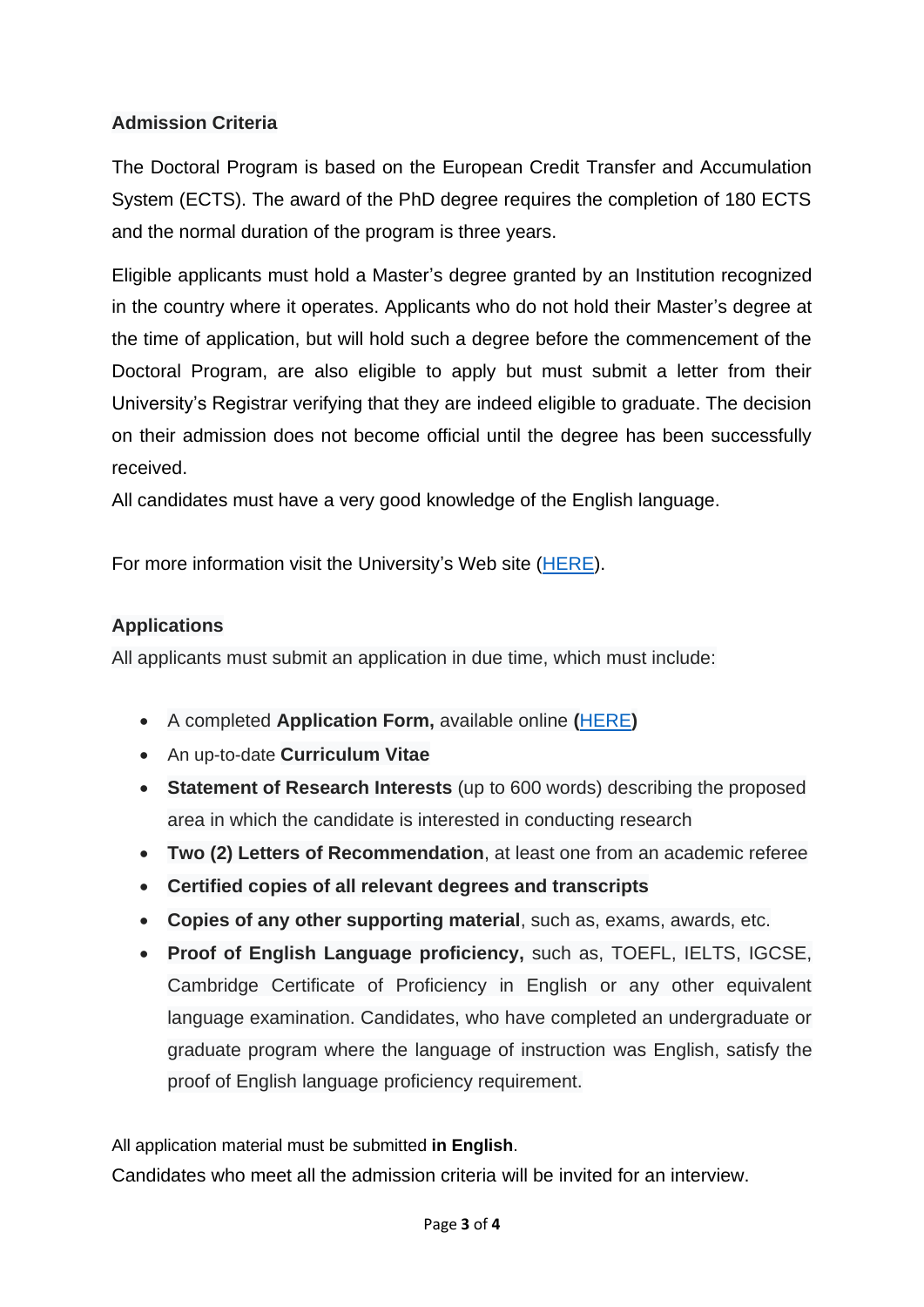**Admission Criteria**

The Doctoral Program is based on the European Credit Transfer and Accumulation System (ECTS). The award of the PhD degree requires the completion of 180 ECTS and the normal duration of the program is three years.

Eligible applicants must hold a Master's degree granted by an Institution recognized in the country where it operates. Applicants who do not hold their Master's degree at the time of application, but will hold such a degree before the commencement of the Doctoral Program, are also eligible to apply but must submit a letter from their University's Registrar verifying that they are indeed eligible to graduate. The decision on their admission does not become official until the degree has been successfully received.

All candidates must have a very good knowledge of the English language.

For more information visit the University's Web site (HERE).

**Applications**

All applicants must submit an application in due time, which must include:

- A completed **Application Form,** available online **(**HERE**)**
- An up-to-date **Curriculum Vitae**
- **Statement of Research Interests** (up to 600 words) describing the proposed area in which the candidate is interested in conducting research
- **Two (2) Letters of Recommendation**, at least one from an academic referee
- **Certified copies of all relevant degrees and transcripts**
- **Copies of any other supporting material**, such as, exams, awards, etc.
- **Proof of English Language proficiency,** such as, TOEFL, IELTS, IGCSE, Cambridge Certificate of Proficiency in English or any other equivalent language examination. Candidates, who have completed an undergraduate or graduate program where the language of instruction was English, satisfy the proof of English language proficiency requirement.

All application material must be submitted **in English**.

Candidates who meet all the admission criteria will be invited for an interview.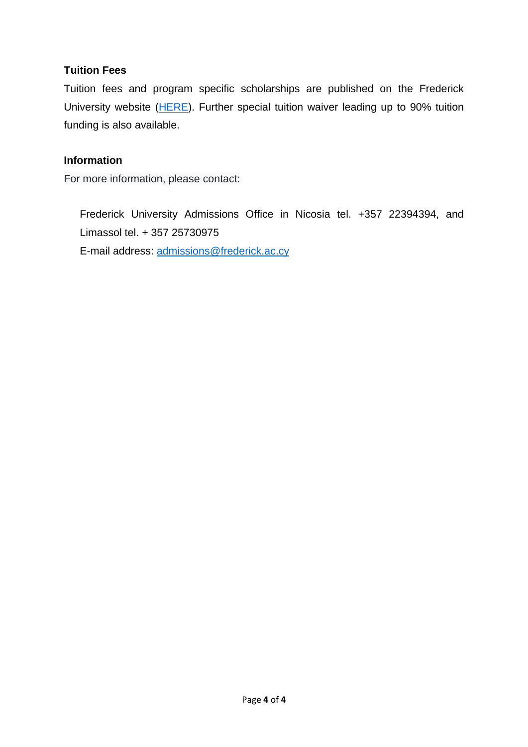**Tuition Fees**

Tuition fees and program specific scholarships are published on the Frederick University website (HERE). Further special tuition waiver leading up to 90% tuition funding is also available.

**Information**

For more information, please contact:

Frederick University Admissions Office in Nicosia tel. +357 22394394, and Limassol tel. + 357 25730975
E-mail address: admissions@frederick.ac.cy